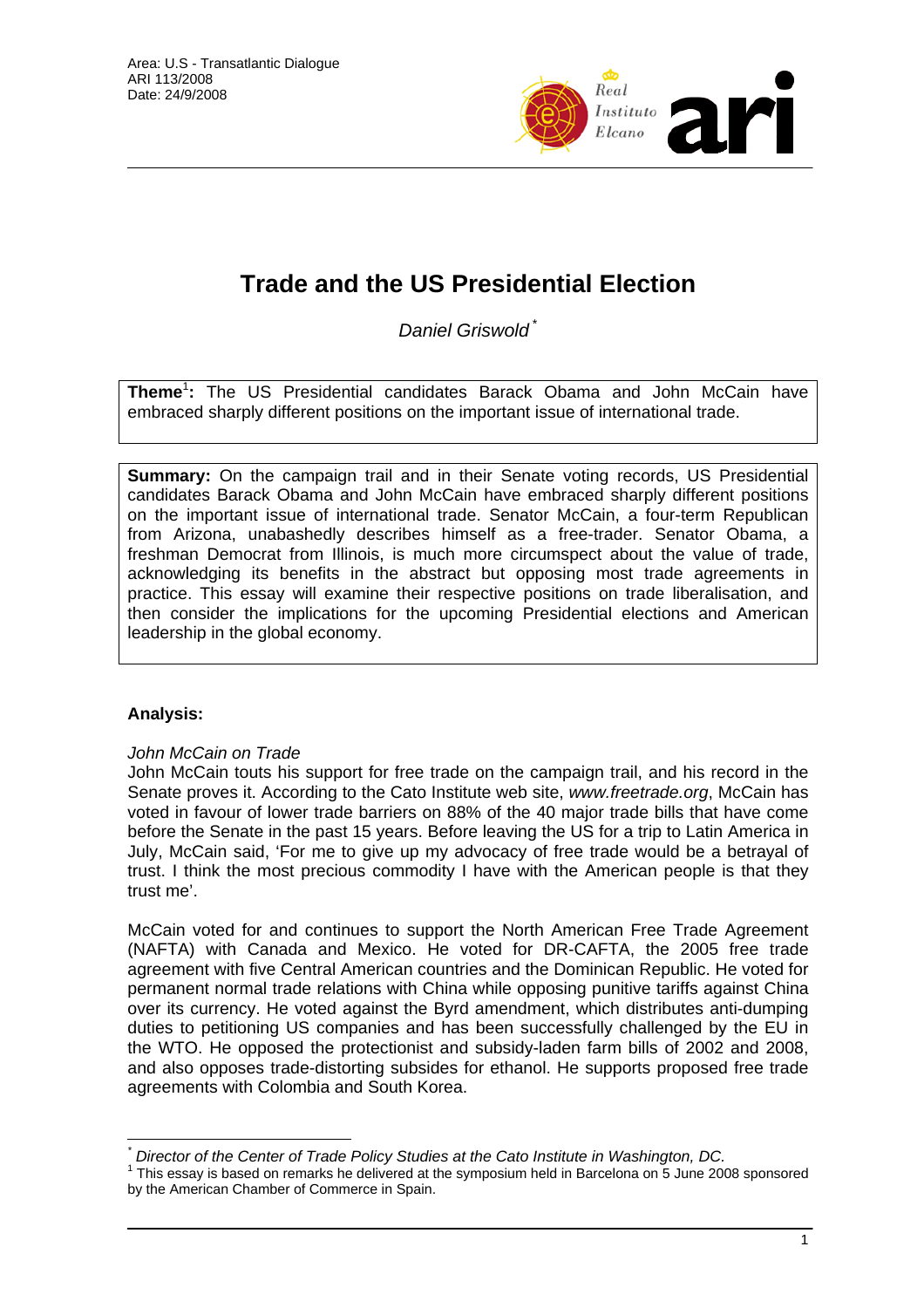Area: U.S - Transatlantic Dialogue
ARI 113/2008
Date: 24/9/2008

# Trade and the US Presidential Election

*Daniel Griswold* *

**Theme**[1]**:** The US Presidential candidates Barack Obama and John McCain have embraced sharply different positions on the important issue of international trade.

**Summary:** On the campaign trail and in their Senate voting records, US Presidential candidates Barack Obama and John McCain have embraced sharply different positions on the important issue of international trade. Senator McCain, a four-term Republican from Arizona, unabashedly describes himself as a free-trader. Senator Obama, a freshman Democrat from Illinois, is much more circumspect about the value of trade, acknowledging its benefits in the abstract but opposing most trade agreements in practice. This essay will examine their respective positions on trade liberalisation, and then consider the implications for the upcoming Presidential elections and American leadership in the global economy.

**Analysis:**

*John McCain on Trade*

John McCain touts his support for free trade on the campaign trail, and his record in the Senate proves it. According to the Cato Institute web site, *www.freetrade.org*, McCain has voted in favour of lower trade barriers on 88% of the 40 major trade bills that have come before the Senate in the past 15 years. Before leaving the US for a trip to Latin America in July, McCain said, 'For me to give up my advocacy of free trade would be a betrayal of trust. I think the most precious commodity I have with the American people is that they trust me'.

McCain voted for and continues to support the North American Free Trade Agreement (NAFTA) with Canada and Mexico. He voted for DR-CAFTA, the 2005 free trade agreement with five Central American countries and the Dominican Republic. He voted for permanent normal trade relations with China while opposing punitive tariffs against China over its currency. He voted against the Byrd amendment, which distributes anti-dumping duties to petitioning US companies and has been successfully challenged by the EU in the WTO. He opposed the protectionist and subsidy-laden farm bills of 2002 and 2008, and also opposes trade-distorting subsides for ethanol. He supports proposed free trade agreements with Colombia and South Korea.

---

\* *Director of the Center of Trade Policy Studies at the Cato Institute in Washington, DC.*

[1] This essay is based on remarks he delivered at the symposium held in Barcelona on 5 June 2008 sponsored by the American Chamber of Commerce in Spain.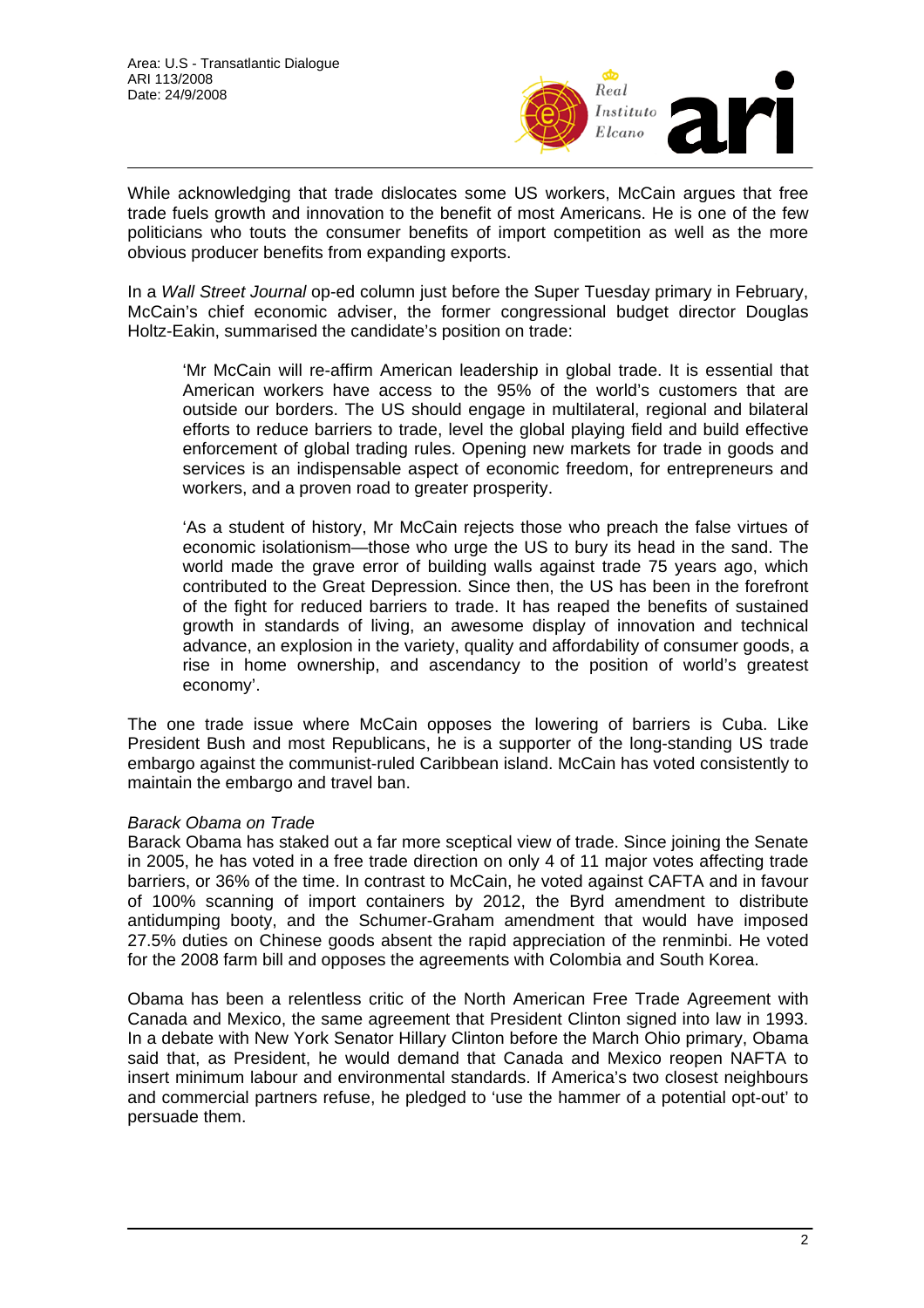While acknowledging that trade dislocates some US workers, McCain argues that free trade fuels growth and innovation to the benefit of most Americans. He is one of the few politicians who touts the consumer benefits of import competition as well as the more obvious producer benefits from expanding exports.

In a *Wall Street Journal* op-ed column just before the Super Tuesday primary in February, McCain's chief economic adviser, the former congressional budget director Douglas Holtz-Eakin, summarised the candidate's position on trade:

> 'Mr McCain will re-affirm American leadership in global trade. It is essential that American workers have access to the 95% of the world's customers that are outside our borders. The US should engage in multilateral, regional and bilateral efforts to reduce barriers to trade, level the global playing field and build effective enforcement of global trading rules. Opening new markets for trade in goods and services is an indispensable aspect of economic freedom, for entrepreneurs and workers, and a proven road to greater prosperity.
>
> 'As a student of history, Mr McCain rejects those who preach the false virtues of economic isolationism—those who urge the US to bury its head in the sand. The world made the grave error of building walls against trade 75 years ago, which contributed to the Great Depression. Since then, the US has been in the forefront of the fight for reduced barriers to trade. It has reaped the benefits of sustained growth in standards of living, an awesome display of innovation and technical advance, an explosion in the variety, quality and affordability of consumer goods, a rise in home ownership, and ascendancy to the position of world's greatest economy'.

The one trade issue where McCain opposes the lowering of barriers is Cuba. Like President Bush and most Republicans, he is a supporter of the long-standing US trade embargo against the communist-ruled Caribbean island. McCain has voted consistently to maintain the embargo and travel ban.

*Barack Obama on Trade*

Barack Obama has staked out a far more sceptical view of trade. Since joining the Senate in 2005, he has voted in a free trade direction on only 4 of 11 major votes affecting trade barriers, or 36% of the time. In contrast to McCain, he voted against CAFTA and in favour of 100% scanning of import containers by 2012, the Byrd amendment to distribute antidumping booty, and the Schumer-Graham amendment that would have imposed 27.5% duties on Chinese goods absent the rapid appreciation of the renminbi. He voted for the 2008 farm bill and opposes the agreements with Colombia and South Korea.

Obama has been a relentless critic of the North American Free Trade Agreement with Canada and Mexico, the same agreement that President Clinton signed into law in 1993. In a debate with New York Senator Hillary Clinton before the March Ohio primary, Obama said that, as President, he would demand that Canada and Mexico reopen NAFTA to insert minimum labour and environmental standards. If America's two closest neighbours and commercial partners refuse, he pledged to 'use the hammer of a potential opt-out' to persuade them.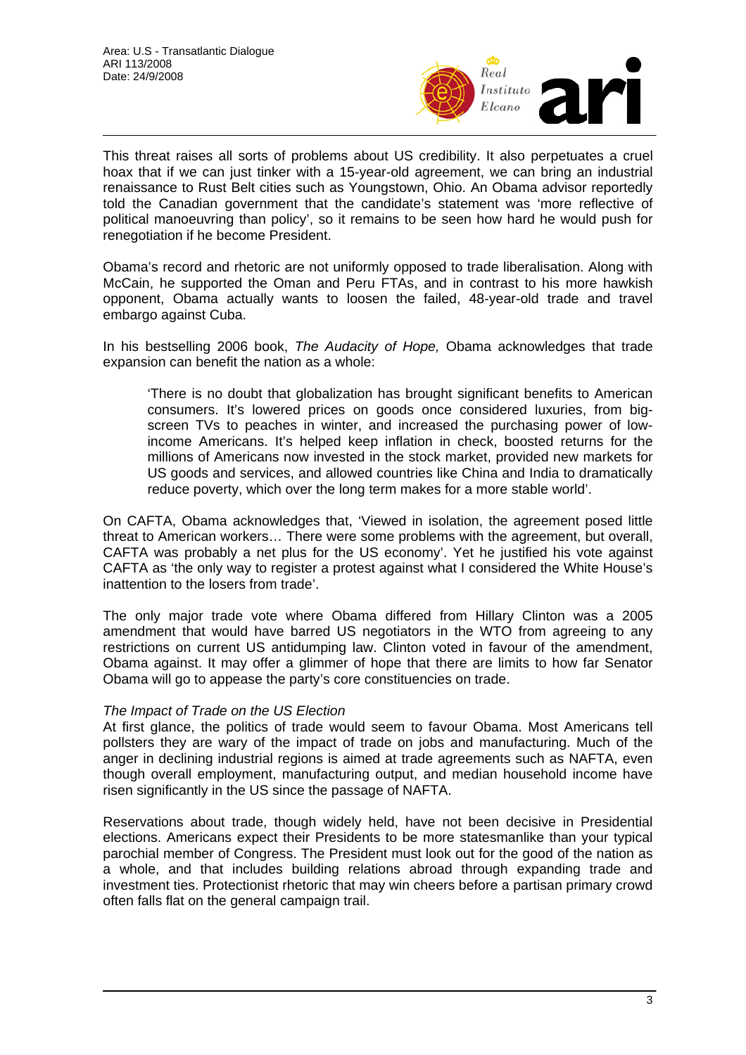This threat raises all sorts of problems about US credibility. It also perpetuates a cruel hoax that if we can just tinker with a 15-year-old agreement, we can bring an industrial renaissance to Rust Belt cities such as Youngstown, Ohio. An Obama advisor reportedly told the Canadian government that the candidate's statement was 'more reflective of political manoeuvring than policy', so it remains to be seen how hard he would push for renegotiation if he become President.

Obama's record and rhetoric are not uniformly opposed to trade liberalisation. Along with McCain, he supported the Oman and Peru FTAs, and in contrast to his more hawkish opponent, Obama actually wants to loosen the failed, 48-year-old trade and travel embargo against Cuba.

In his bestselling 2006 book, *The Audacity of Hope,* Obama acknowledges that trade expansion can benefit the nation as a whole:

> 'There is no doubt that globalization has brought significant benefits to American consumers. It's lowered prices on goods once considered luxuries, from big-screen TVs to peaches in winter, and increased the purchasing power of low-income Americans. It's helped keep inflation in check, boosted returns for the millions of Americans now invested in the stock market, provided new markets for US goods and services, and allowed countries like China and India to dramatically reduce poverty, which over the long term makes for a more stable world'.

On CAFTA, Obama acknowledges that, 'Viewed in isolation, the agreement posed little threat to American workers… There were some problems with the agreement, but overall, CAFTA was probably a net plus for the US economy'. Yet he justified his vote against CAFTA as 'the only way to register a protest against what I considered the White House's inattention to the losers from trade'.

The only major trade vote where Obama differed from Hillary Clinton was a 2005 amendment that would have barred US negotiators in the WTO from agreeing to any restrictions on current US antidumping law. Clinton voted in favour of the amendment, Obama against. It may offer a glimmer of hope that there are limits to how far Senator Obama will go to appease the party's core constituencies on trade.

*The Impact of Trade on the US Election*

At first glance, the politics of trade would seem to favour Obama. Most Americans tell pollsters they are wary of the impact of trade on jobs and manufacturing. Much of the anger in declining industrial regions is aimed at trade agreements such as NAFTA, even though overall employment, manufacturing output, and median household income have risen significantly in the US since the passage of NAFTA.

Reservations about trade, though widely held, have not been decisive in Presidential elections. Americans expect their Presidents to be more statesmanlike than your typical parochial member of Congress. The President must look out for the good of the nation as a whole, and that includes building relations abroad through expanding trade and investment ties. Protectionist rhetoric that may win cheers before a partisan primary crowd often falls flat on the general campaign trail.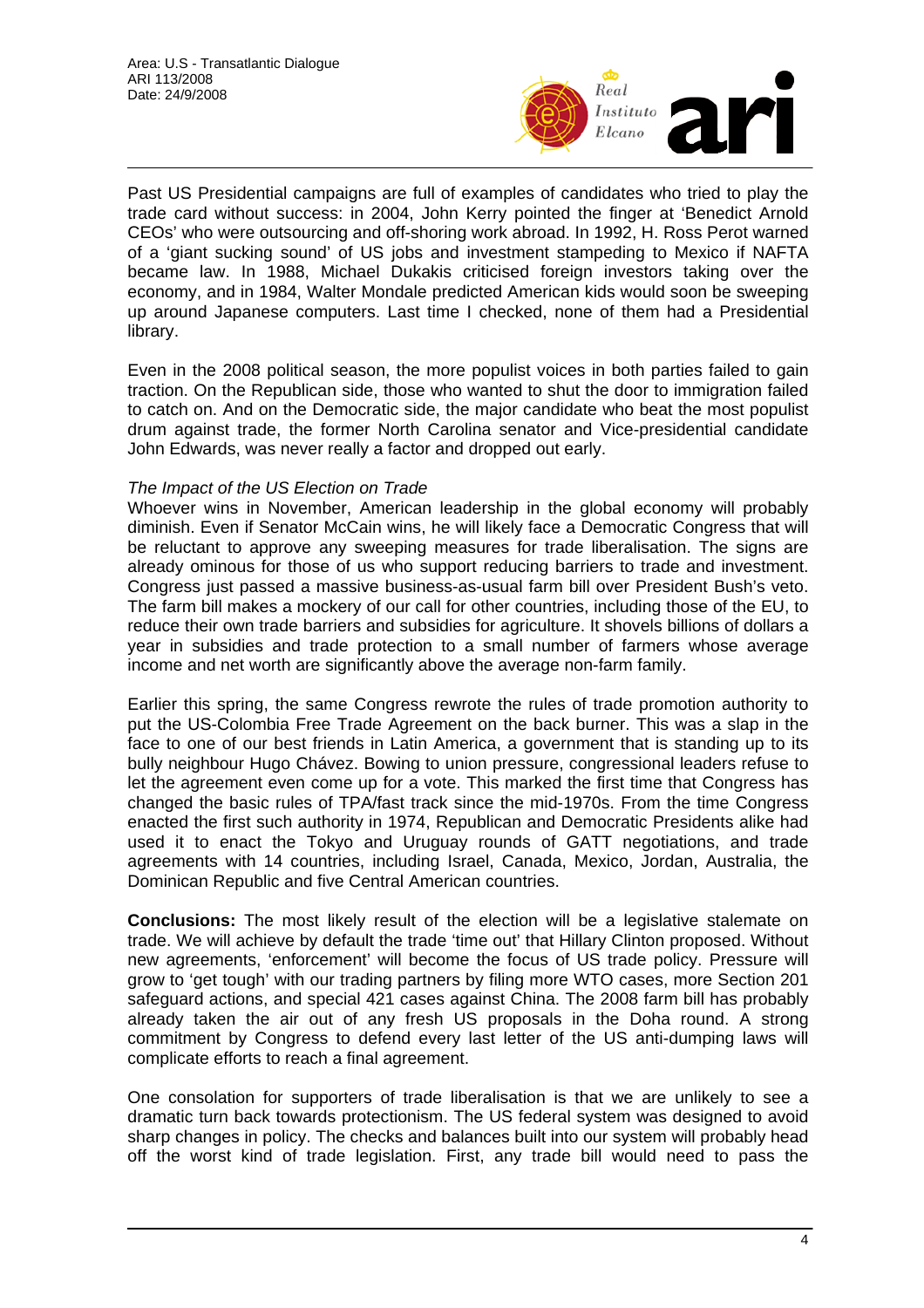Past US Presidential campaigns are full of examples of candidates who tried to play the trade card without success: in 2004, John Kerry pointed the finger at 'Benedict Arnold CEOs' who were outsourcing and off-shoring work abroad. In 1992, H. Ross Perot warned of a 'giant sucking sound' of US jobs and investment stampeding to Mexico if NAFTA became law. In 1988, Michael Dukakis criticised foreign investors taking over the economy, and in 1984, Walter Mondale predicted American kids would soon be sweeping up around Japanese computers. Last time I checked, none of them had a Presidential library.

Even in the 2008 political season, the more populist voices in both parties failed to gain traction. On the Republican side, those who wanted to shut the door to immigration failed to catch on. And on the Democratic side, the major candidate who beat the most populist drum against trade, the former North Carolina senator and Vice-presidential candidate John Edwards, was never really a factor and dropped out early.

*The Impact of the US Election on Trade*

Whoever wins in November, American leadership in the global economy will probably diminish. Even if Senator McCain wins, he will likely face a Democratic Congress that will be reluctant to approve any sweeping measures for trade liberalisation. The signs are already ominous for those of us who support reducing barriers to trade and investment. Congress just passed a massive business-as-usual farm bill over President Bush's veto. The farm bill makes a mockery of our call for other countries, including those of the EU, to reduce their own trade barriers and subsidies for agriculture. It shovels billions of dollars a year in subsidies and trade protection to a small number of farmers whose average income and net worth are significantly above the average non-farm family.

Earlier this spring, the same Congress rewrote the rules of trade promotion authority to put the US-Colombia Free Trade Agreement on the back burner. This was a slap in the face to one of our best friends in Latin America, a government that is standing up to its bully neighbour Hugo Chávez. Bowing to union pressure, congressional leaders refuse to let the agreement even come up for a vote. This marked the first time that Congress has changed the basic rules of TPA/fast track since the mid-1970s. From the time Congress enacted the first such authority in 1974, Republican and Democratic Presidents alike had used it to enact the Tokyo and Uruguay rounds of GATT negotiations, and trade agreements with 14 countries, including Israel, Canada, Mexico, Jordan, Australia, the Dominican Republic and five Central American countries.

**Conclusions:** The most likely result of the election will be a legislative stalemate on trade. We will achieve by default the trade 'time out' that Hillary Clinton proposed. Without new agreements, 'enforcement' will become the focus of US trade policy. Pressure will grow to 'get tough' with our trading partners by filing more WTO cases, more Section 201 safeguard actions, and special 421 cases against China. The 2008 farm bill has probably already taken the air out of any fresh US proposals in the Doha round. A strong commitment by Congress to defend every last letter of the US anti-dumping laws will complicate efforts to reach a final agreement.

One consolation for supporters of trade liberalisation is that we are unlikely to see a dramatic turn back towards protectionism. The US federal system was designed to avoid sharp changes in policy. The checks and balances built into our system will probably head off the worst kind of trade legislation. First, any trade bill would need to pass the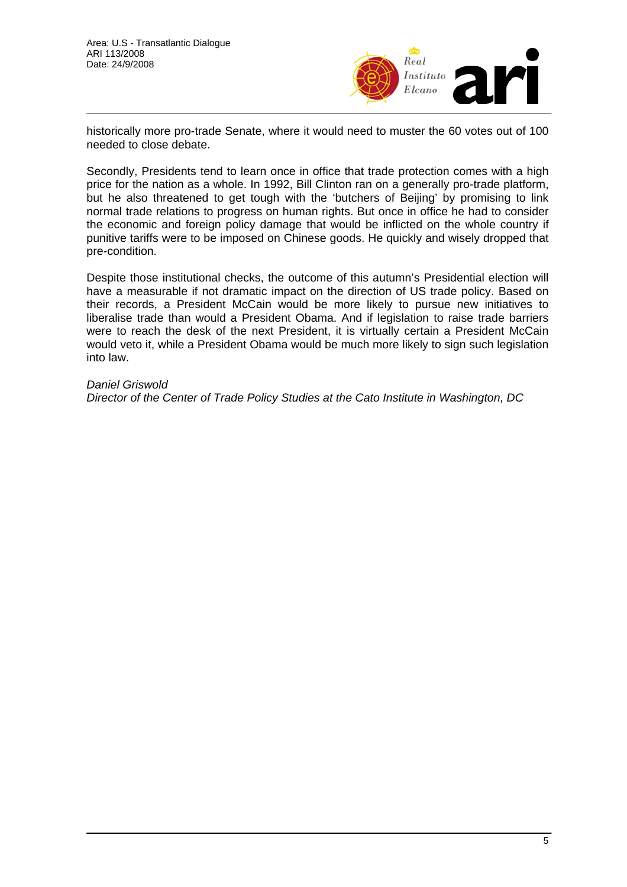historically more pro-trade Senate, where it would need to muster the 60 votes out of 100 needed to close debate.

Secondly, Presidents tend to learn once in office that trade protection comes with a high price for the nation as a whole. In 1992, Bill Clinton ran on a generally pro-trade platform, but he also threatened to get tough with the 'butchers of Beijing' by promising to link normal trade relations to progress on human rights. But once in office he had to consider the economic and foreign policy damage that would be inflicted on the whole country if punitive tariffs were to be imposed on Chinese goods. He quickly and wisely dropped that pre-condition.

Despite those institutional checks, the outcome of this autumn's Presidential election will have a measurable if not dramatic impact on the direction of US trade policy. Based on their records, a President McCain would be more likely to pursue new initiatives to liberalise trade than would a President Obama. And if legislation to raise trade barriers were to reach the desk of the next President, it is virtually certain a President McCain would veto it, while a President Obama would be much more likely to sign such legislation into law.

*Daniel Griswold*
*Director of the Center of Trade Policy Studies at the Cato Institute in Washington, DC*